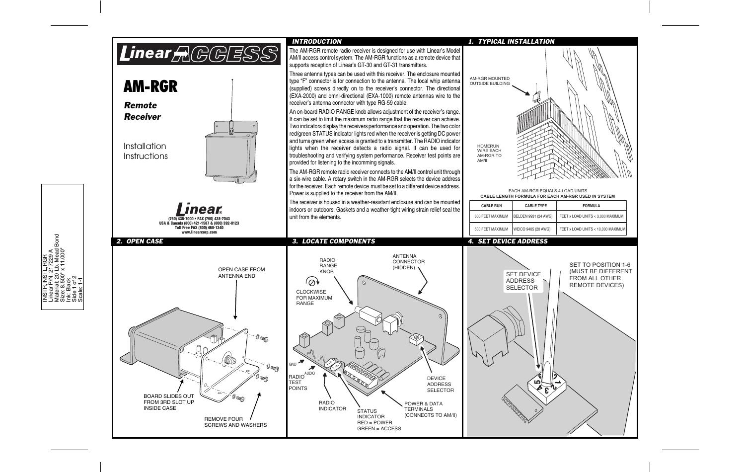# Linear ACCESS

# AM-RGR

***Remote Receiver***

Installation Instructions

**Linear®**
**(760) 438-7000 • FAX (760) 438-7043**
**USA & Canada (800) 421-1587 & (800) 392-0123**
**Toll Free FAX (800) 468-1340**
**www.linearcorp.com**

## INTRODUCTION

The AM-RGR remote radio receiver is designed for use with Linear's Model AM/II access control system. The AM-RGR functions as a remote device that supports reception of Linear's GT-30 and GT-31 transmitters.

Three antenna types can be used with this receiver. The enclosure mounted type "F" connector is for connection to the antenna. The local whip antenna (supplied) screws directly on to the receiver's connector. The directional (EXA-2000) and omni-directional (EXA-1000) remote antennas wire to the receiver's antenna connector with type RG-59 cable.

An on-board RADIO RANGE knob allows adjustment of the receiver's range. It can be set to limit the maximum radio range that the receiver can achieve. Two indicators display the receivers performance and operation. The two color red/green STATUS indicator lights red when the receiver is getting DC power and turns green when access is granted to a transmitter. The RADIO indicator lights when the receiver detects a radio signal. It can be used for troubleshooting and verifying system performance. Receiver test points are provided for listening to the incomming signals.

The AM-RGR remote radio receiver connects to the AM/II control unit through a six-wire cable. A rotary switch in the AM-RGR selects the device address for the receiver. Each remote device must be set to a different device address. Power is supplied to the receiver from the AM/II.

The receiver is housed in a weather-resistant enclosure and can be mounted indoors or outdoors. Gaskets and a weather-tight wiring strain relief seal the unit from the elements.

## 1. TYPICAL INSTALLATION

AM-RGR MOUNTED OUTSIDE BUILDING

HOMERUN WIRE EACH AM-RGR TO AM/II

EACH AM-RGR EQUALS 4 LOAD UNITS

**CABLE LENGTH FORMULA FOR EACH AM-RGR USED IN SYSTEM**

| CABLE RUN | CABLE TYPE | FORMULA |
|---|---|---|
| 300 FEET MAXIMUM | BELDEN 9931 (24 AWG) | FEET x LOAD UNITS < 3,000 MAXIMUM |
| 500 FEET MAXIMUM | WEICO 9405 (20 AWG) | FEET x LOAD UNITS < 10,000 MAXIMUM |

## 2. OPEN CASE

OPEN CASE FROM ANTENNA END

BOARD SLIDES OUT FROM 3RD SLOT UP INSIDE CASE

REMOVE FOUR SCREWS AND WASHERS

## 3. LOCATE COMPONENTS

RADIO RANGE KNOB

CLOCKWISE FOR MAXIMUM RANGE

ANTENNA CONNECTOR (HIDDEN)

GND

AUDIO

RADIO TEST POINTS

RADIO INDICATOR

STATUS INDICATOR
RED = POWER
GREEN = ACCESS

POWER & DATA TERMINALS (CONNECTS TO AM/II)

DEVICE ADDRESS SELECTOR

## 4. SET DEVICE ADDRESS

SET DEVICE ADDRESS SELECTOR

SET TO POSITION 1-6 (MUST BE DIFFERENT FROM ALL OTHER REMOTE DEVICES)

INSTR,INSTL,RGR
Linear P/N: 217229 A
Material: 20 Lb. Mead Bond
Size: 8.500" x 11.000"
Ink: Black
Side 1 of 2
Scale: 1-1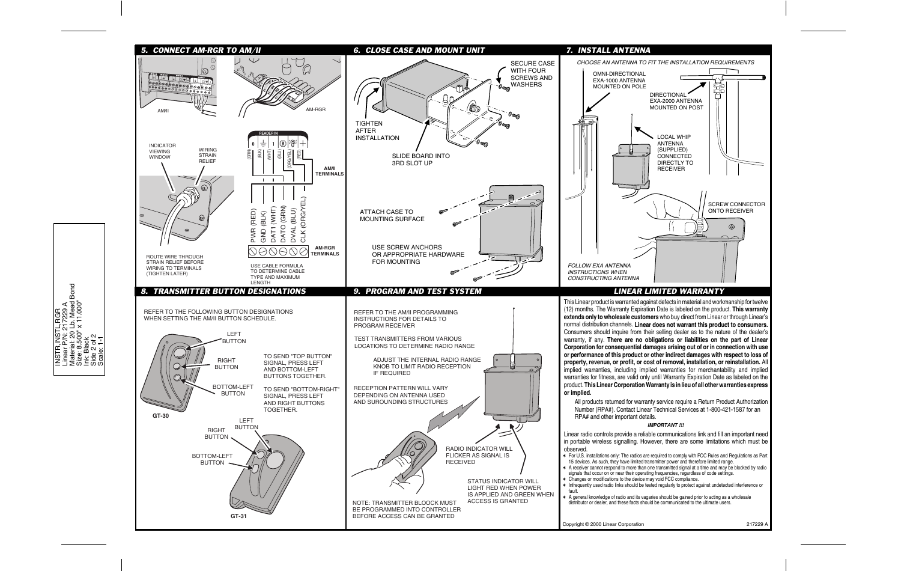## 5. CONNECT AM-RGR TO AM/II

AM/II

AM-RGR

INDICATOR VIEWING WINDOW

WIRING STRAIN RELIEF

ROUTE WIRE THROUGH STRAIN RELIEF BEFORE WIRING TO TERMINALS (TIGHTEN LATER)

READER IN

(GRN) (BLK) (WHT) (BLU) (ORG/YEL) (RED)

AM/II TERMINALS

PWR (RED)
GND (BLK)
DAT1 (WHT)
DAT0 (GRN)
DVAL (BLU)
CLK (ORG/YEL)

AM-RGR TERMINALS

USE CABLE FORMULA TO DETERMINE CABLE TYPE AND MAXIMUM LENGTH

## 6. CLOSE CASE AND MOUNT UNIT

SECURE CASE WITH FOUR SCREWS AND WASHERS

TIGHTEN AFTER INSTALLATION

SLIDE BOARD INTO 3RD SLOT UP

ATTACH CASE TO MOUNTING SURFACE

USE SCREW ANCHORS OR APPROPRIATE HARDWARE FOR MOUNTING

## 7. INSTALL ANTENNA

*CHOOSE AN ANTENNA TO FIT THE INSTALLATION REQUIREMENTS*

OMNI-DIRECTIONAL EXA-1000 ANTENNA MOUNTED ON POLE

DIRECTIONAL EXA-2000 ANTENNA MOUNTED ON POST

LOCAL WHIP ANTENNA (SUPPLIED) CONNECTED DIRECTLY TO RECEIVER

SCREW CONNECTOR ONTO RECEIVER

*FOLLOW EXA ANTENNA INSTRUCTIONS WHEN CONSTRUCTING ANTENNA*

## 8. TRANSMITTER BUTTON DESIGNATIONS

REFER TO THE FOLLOWING BUTTON DESIGNATIONS WHEN SETTING THE AM/II BUTTON SCHEDULE.

LEFT BUTTON

RIGHT BUTTON

BOTTOM-LEFT BUTTON

GT-30

TO SEND "TOP BUTTON" SIGNAL, PRESS LEFT AND BOTTOM-LEFT BUTTONS TOGETHER.

TO SEND "BOTTOM-RIGHT" SIGNAL, PRESS LEFT AND RIGHT BUTTONS TOGETHER.

LEFT BUTTON

RIGHT BUTTON

BOTTOM-LEFT BUTTON

GT-31

## 9. PROGRAM AND TEST SYSTEM

REFER TO THE AM/II PROGRAMMING INSTRUCTIONS FOR DETAILS TO PROGRAM RECEIVER

TEST TRANSMITTERS FROM VARIOUS LOCATIONS TO DETERMINE RADIO RANGE

ADJUST THE INTERNAL RADIO RANGE KNOB TO LIMIT RADIO RECEPTION IF REQUIRED

RECEPTION PATTERN WILL VARY DEPENDING ON ANTENNA USED AND SUROUNDING STRUCTURES

RADIO INDICATOR WILL FLICKER AS SIGNAL IS RECEIVED

STATUS INDICATOR WILL LIGHT RED WHEN POWER IS APPLIED AND GREEN WHEN ACCESS IS GRANTED

NOTE: TRANSMITTER BLOOCK MUST BE PROGRAMMED INTO CONTROLLER BEFORE ACCESS CAN BE GRANTED

## LINEAR LIMITED WARRANTY

This Linear product is warranted against defects in material and workmanship for twelve (12) months. The Warranty Expiration Date is labeled on the product. **This warranty extends only to wholesale customers** who buy direct from Linear or through Linear's normal distribution channels. **Linear does not warrant this product to consumers.** Consumers should inquire from their selling dealer as to the nature of the dealer's warranty, if any. **There are no obligations or liabilities on the part of Linear Corporation for consequential damages arising out of or in connection with use or performance of this product or other indirect damages with respect to loss of property, revenue, or profit, or cost of removal, installation, or reinstallation.** All implied warranties, including implied warranties for merchantability and implied warranties for fitness, are valid only until Warranty Expiration Date as labeled on the product. **This Linear Corporation Warranty is in lieu of all other warranties express or implied.**

All products returned for warranty service require a Return Product Authorization Number (RPA#). Contact Linear Technical Services at 1-800-421-1587 for an RPA# and other important details.

***IMPORTANT !!!***

Linear radio controls provide a reliable communications link and fill an important need in portable wireless signalling. However, there are some limitations which must be observed.

- For U.S. installations only: The radios are required to comply with FCC Rules and Regulations as Part 15 devices. As such, they have limited transmitter power and therefore limited range.
- A receiver cannot respond to more than one transmitted signal at a time and may be blocked by radio signals that occur on or near their operating frequencies, regardless of code settings.
- Changes or modifications to the device may void FCC compliance.
- Infrequently used radio links should be tested regularly to protect against undetected interference or fault.
- A general knowledge of radio and its vagaries should be gained prior to acting as a wholesale distributor or dealer, and these facts should be communicated to the ultimate users.

Copyright © 2000 Linear Corporation 217229 A

INSTR,INSTL,RGR
Linear P/N: 217229 A
Material: 20 Lb. Mead Bond
Size: 8.500" x 11.000"
Ink: Black
Side 2 of 2
Scale: 1-1